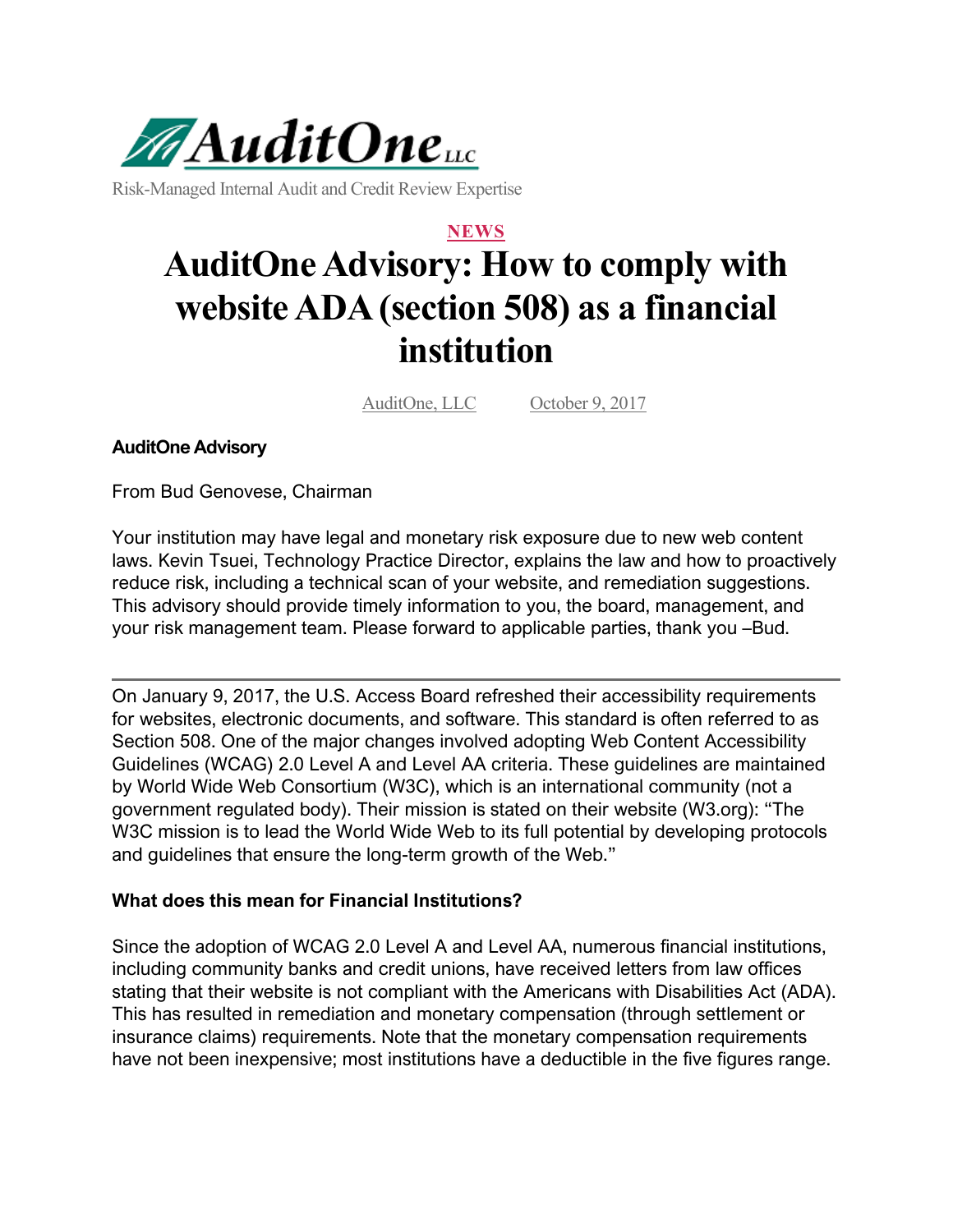AuditOne LLC

Risk-Managed Internal Audit and Credit Review Expertise

NEWS

# AuditOne Advisory: How to comply with website ADA (section 508) as a financial institution

AuditOne, LLC    October 9, 2017

**AuditOne Advisory**

From Bud Genovese, Chairman

Your institution may have legal and monetary risk exposure due to new web content laws. Kevin Tsuei, Technology Practice Director, explains the law and how to proactively reduce risk, including a technical scan of your website, and remediation suggestions. This advisory should provide timely information to you, the board, management, and your risk management team. Please forward to applicable parties, thank you –Bud.

---

On January 9, 2017, the U.S. Access Board refreshed their accessibility requirements for websites, electronic documents, and software. This standard is often referred to as Section 508. One of the major changes involved adopting Web Content Accessibility Guidelines (WCAG) 2.0 Level A and Level AA criteria. These guidelines are maintained by World Wide Web Consortium (W3C), which is an international community (not a government regulated body). Their mission is stated on their website (W3.org): "The W3C mission is to lead the World Wide Web to its full potential by developing protocols and guidelines that ensure the long-term growth of the Web."

**What does this mean for Financial Institutions?**

Since the adoption of WCAG 2.0 Level A and Level AA, numerous financial institutions, including community banks and credit unions, have received letters from law offices stating that their website is not compliant with the Americans with Disabilities Act (ADA). This has resulted in remediation and monetary compensation (through settlement or insurance claims) requirements. Note that the monetary compensation requirements have not been inexpensive; most institutions have a deductible in the five figures range.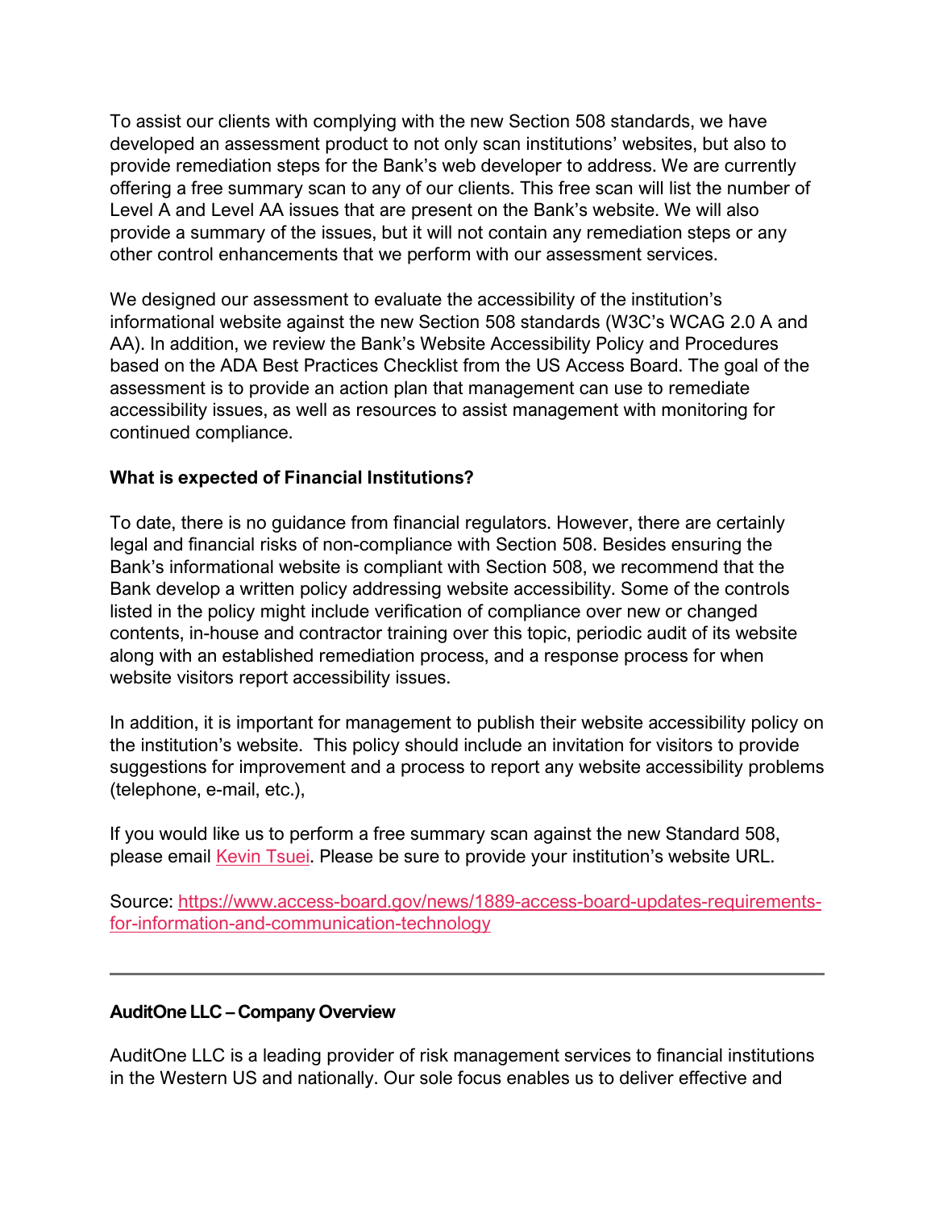To assist our clients with complying with the new Section 508 standards, we have developed an assessment product to not only scan institutions' websites, but also to provide remediation steps for the Bank's web developer to address. We are currently offering a free summary scan to any of our clients. This free scan will list the number of Level A and Level AA issues that are present on the Bank's website. We will also provide a summary of the issues, but it will not contain any remediation steps or any other control enhancements that we perform with our assessment services.

We designed our assessment to evaluate the accessibility of the institution's informational website against the new Section 508 standards (W3C's WCAG 2.0 A and AA). In addition, we review the Bank's Website Accessibility Policy and Procedures based on the ADA Best Practices Checklist from the US Access Board. The goal of the assessment is to provide an action plan that management can use to remediate accessibility issues, as well as resources to assist management with monitoring for continued compliance.

**What is expected of Financial Institutions?**

To date, there is no guidance from financial regulators. However, there are certainly legal and financial risks of non-compliance with Section 508. Besides ensuring the Bank's informational website is compliant with Section 508, we recommend that the Bank develop a written policy addressing website accessibility. Some of the controls listed in the policy might include verification of compliance over new or changed contents, in-house and contractor training over this topic, periodic audit of its website along with an established remediation process, and a response process for when website visitors report accessibility issues.

In addition, it is important for management to publish their website accessibility policy on the institution's website. This policy should include an invitation for visitors to provide suggestions for improvement and a process to report any website accessibility problems (telephone, e-mail, etc.),

If you would like us to perform a free summary scan against the new Standard 508, please email Kevin Tsuei. Please be sure to provide your institution's website URL.

Source: https://www.access-board.gov/news/1889-access-board-updates-requirements-for-information-and-communication-technology

---

**AuditOne LLC – Company Overview**

AuditOne LLC is a leading provider of risk management services to financial institutions in the Western US and nationally. Our sole focus enables us to deliver effective and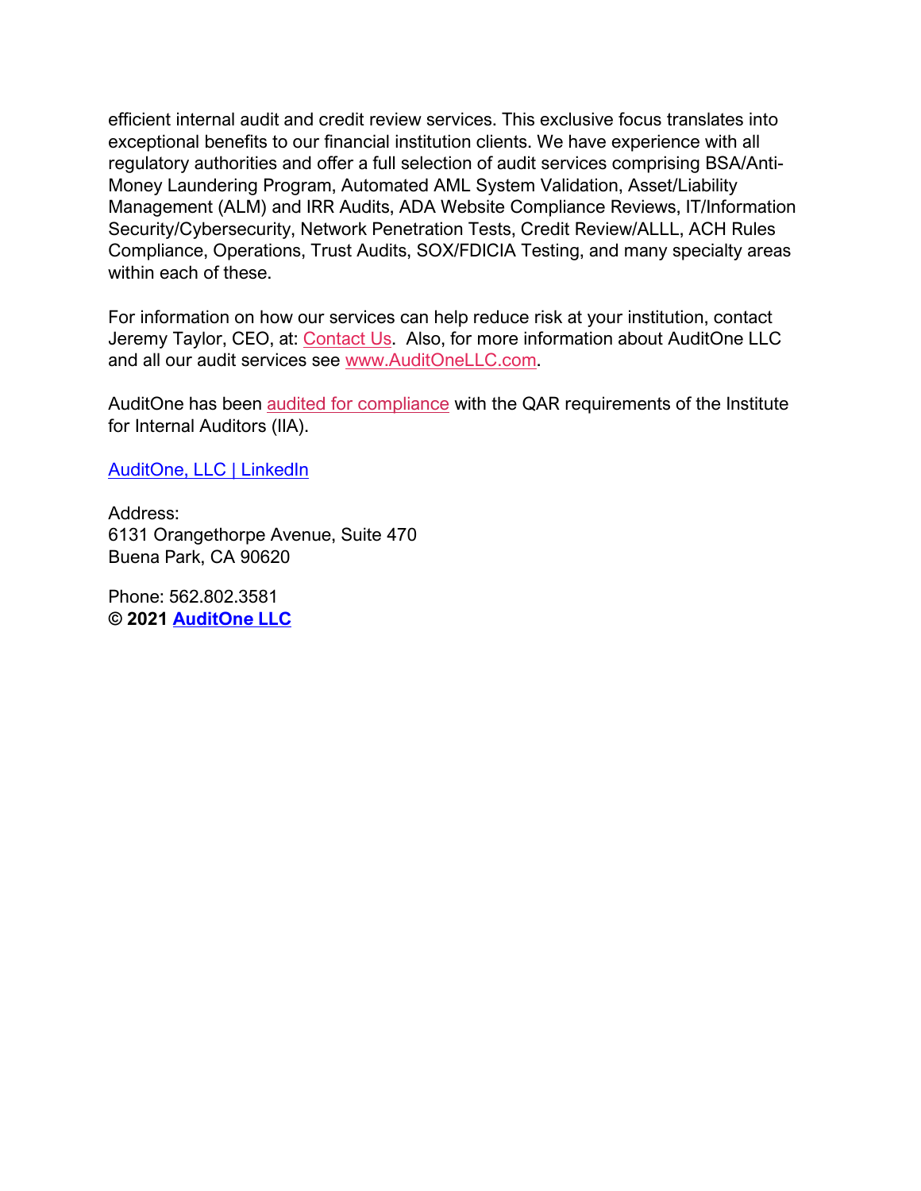efficient internal audit and credit review services. This exclusive focus translates into exceptional benefits to our financial institution clients. We have experience with all regulatory authorities and offer a full selection of audit services comprising BSA/Anti-Money Laundering Program, Automated AML System Validation, Asset/Liability Management (ALM) and IRR Audits, ADA Website Compliance Reviews, IT/Information Security/Cybersecurity, Network Penetration Tests, Credit Review/ALLL, ACH Rules Compliance, Operations, Trust Audits, SOX/FDICIA Testing, and many specialty areas within each of these.

For information on how our services can help reduce risk at your institution, contact Jeremy Taylor, CEO, at: Contact Us. Also, for more information about AuditOne LLC and all our audit services see www.AuditOneLLC.com.

AuditOne has been audited for compliance with the QAR requirements of the Institute for Internal Auditors (IIA).

AuditOne, LLC | LinkedIn

Address:
6131 Orangethorpe Avenue, Suite 470
Buena Park, CA 90620

Phone: 562.802.3581
**© 2021 AuditOne LLC**